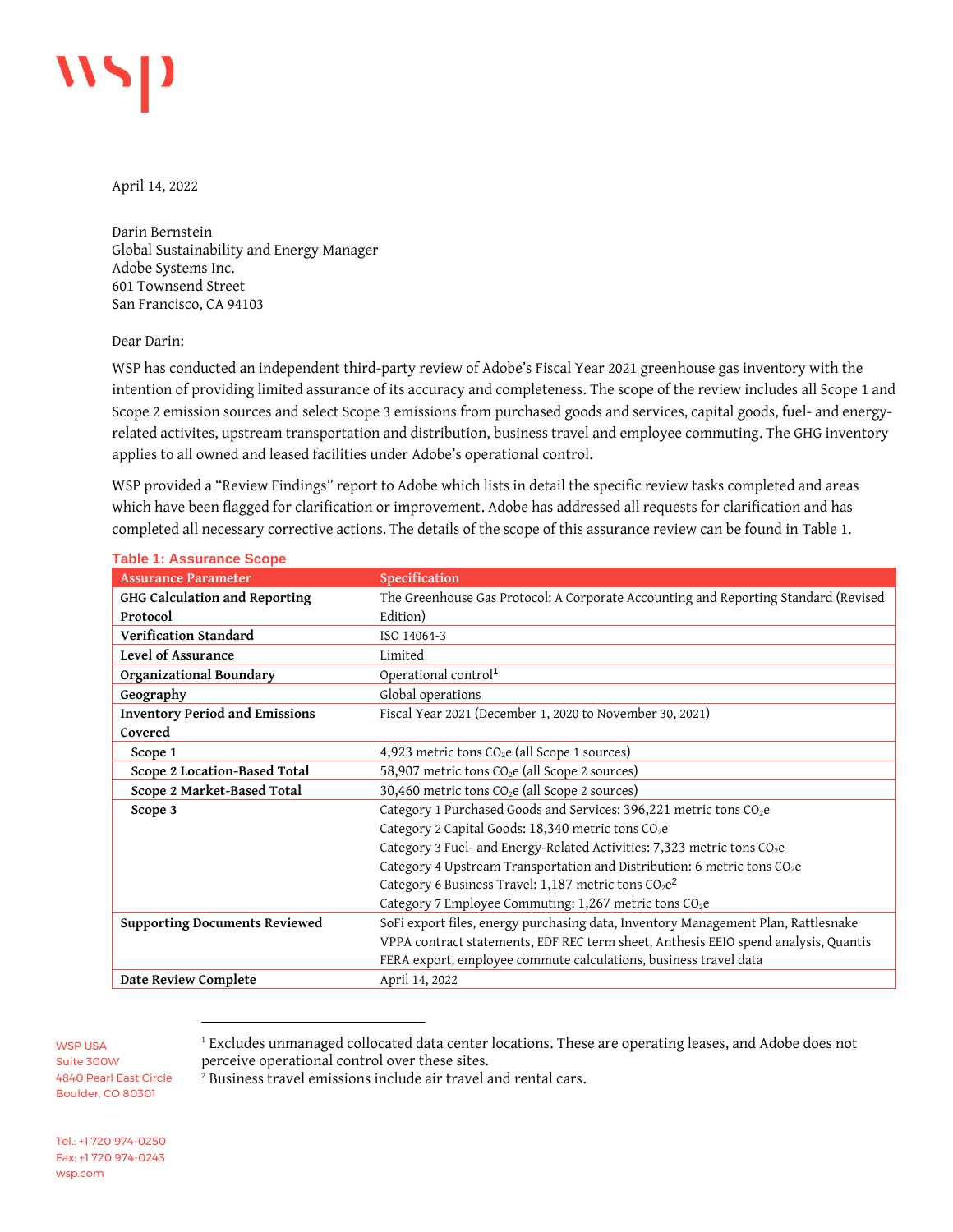April 14, 2022

Darin Bernstein
Global Sustainability and Energy Manager
Adobe Systems Inc.
601 Townsend Street
San Francisco, CA 94103

Dear Darin:

WSP has conducted an independent third-party review of Adobe's Fiscal Year 2021 greenhouse gas inventory with the intention of providing limited assurance of its accuracy and completeness. The scope of the review includes all Scope 1 and Scope 2 emission sources and select Scope 3 emissions from purchased goods and services, capital goods, fuel- and energy-related activites, upstream transportation and distribution, business travel and employee commuting. The GHG inventory applies to all owned and leased facilities under Adobe's operational control.

WSP provided a "Review Findings" report to Adobe which lists in detail the specific review tasks completed and areas which have been flagged for clarification or improvement. Adobe has addressed all requests for clarification and has completed all necessary corrective actions. The details of the scope of this assurance review can be found in Table 1.

**Table 1: Assurance Scope**

| Assurance Parameter | Specification |
|---|---|
| **GHG Calculation and Reporting Protocol** | The Greenhouse Gas Protocol: A Corporate Accounting and Reporting Standard (Revised Edition) |
| **Verification Standard** | ISO 14064-3 |
| **Level of Assurance** | Limited |
| **Organizational Boundary** | Operational control[1] |
| **Geography** | Global operations |
| **Inventory Period and Emissions Covered** | Fiscal Year 2021 (December 1, 2020 to November 30, 2021) |
| **Scope 1** | 4,923 metric tons $CO_2e$ (all Scope 1 sources) |
| **Scope 2 Location-Based Total** | 58,907 metric tons $CO_2e$ (all Scope 2 sources) |
| **Scope 2 Market-Based Total** | 30,460 metric tons $CO_2e$ (all Scope 2 sources) |
| **Scope 3** | Category 1 Purchased Goods and Services: 396,221 metric tons $CO_2e$<br>Category 2 Capital Goods: 18,340 metric tons $CO_2e$<br>Category 3 Fuel- and Energy-Related Activities: 7,323 metric tons $CO_2e$<br>Category 4 Upstream Transportation and Distribution: 6 metric tons $CO_2e$<br>Category 6 Business Travel: 1,187 metric tons $CO_2e$[2]<br>Category 7 Employee Commuting: 1,267 metric tons $CO_2e$ |
| **Supporting Documents Reviewed** | SoFi export files, energy purchasing data, Inventory Management Plan, Rattlesnake VPPA contract statements, EDF REC term sheet, Anthesis EEIO spend analysis, Quantis FERA export, employee commute calculations, business travel data |
| **Date Review Complete** | April 14, 2022 |

[1] Excludes unmanaged collocated data center locations. These are operating leases, and Adobe does not perceive operational control over these sites.

[2] Business travel emissions include air travel and rental cars.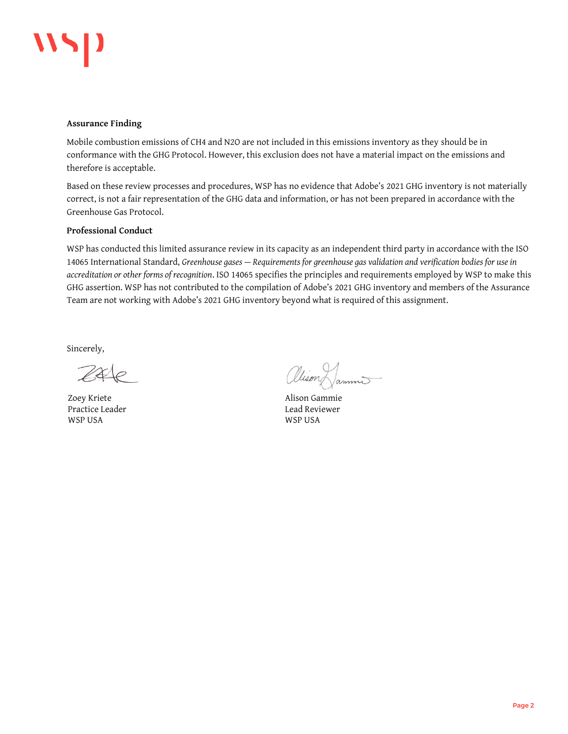**Assurance Finding**

Mobile combustion emissions of CH4 and N2O are not included in this emissions inventory as they should be in conformance with the GHG Protocol. However, this exclusion does not have a material impact on the emissions and therefore is acceptable.

Based on these review processes and procedures, WSP has no evidence that Adobe's 2021 GHG inventory is not materially correct, is not a fair representation of the GHG data and information, or has not been prepared in accordance with the Greenhouse Gas Protocol.

**Professional Conduct**

WSP has conducted this limited assurance review in its capacity as an independent third party in accordance with the ISO 14065 International Standard, *Greenhouse gases — Requirements for greenhouse gas validation and verification bodies for use in accreditation or other forms of recognition*. ISO 14065 specifies the principles and requirements employed by WSP to make this GHG assertion. WSP has not contributed to the compilation of Adobe's 2021 GHG inventory and members of the Assurance Team are not working with Adobe's 2021 GHG inventory beyond what is required of this assignment.

Sincerely,

Zoey Kriete
Practice Leader
WSP USA

Alison Gammie
Lead Reviewer
WSP USA